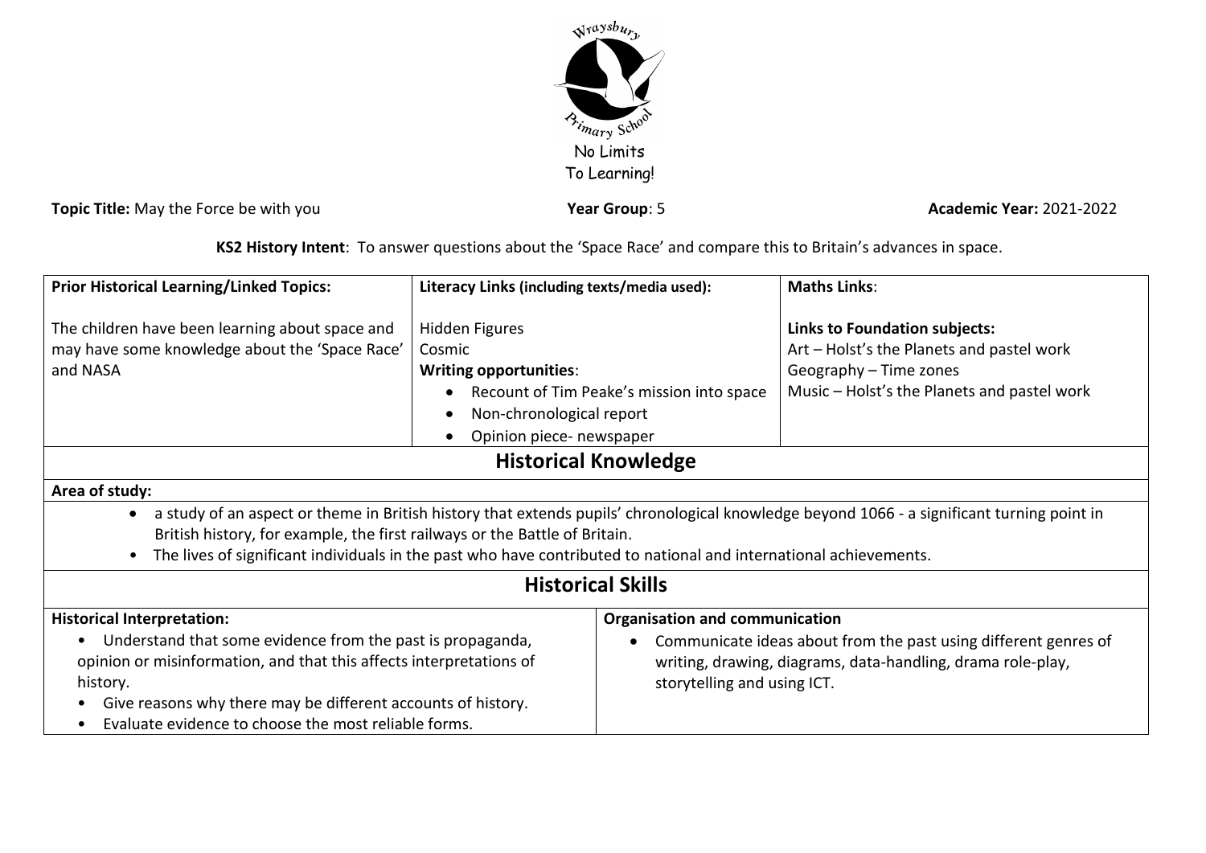Wraysbury Primary School

No Limits To Learning!

**Topic Title:** May the Force be with you **Year Group**: 5 **Academic Year:** 2021-2022

**KS2 History Intent**: To answer questions about the 'Space Race' and compare this to Britain's advances in space.

| **Prior Historical Learning/Linked Topics:** | **Literacy Links (including texts/media used):** | **Maths Links**: |
| --- | --- | --- |
| The children have been learning about space and may have some knowledge about the 'Space Race' and NASA | Hidden Figures<br>Cosmic<br>**Writing opportunities**:<br>• Recount of Tim Peake's mission into space<br>• Non-chronological report<br>• Opinion piece- newspaper | **Links to Foundation subjects:**<br>Art – Holst's the Planets and pastel work<br>Geography – Time zones<br>Music – Holst's the Planets and pastel work |

## Historical Knowledge

**Area of study:**

- a study of an aspect or theme in British history that extends pupils' chronological knowledge beyond 1066 - a significant turning point in British history, for example, the first railways or the Battle of Britain.
- The lives of significant individuals in the past who have contributed to national and international achievements.

## Historical Skills

| **Historical Interpretation:** | **Organisation and communication** |
| --- | --- |
| • Understand that some evidence from the past is propaganda, opinion or misinformation, and that this affects interpretations of history.<br>• Give reasons why there may be different accounts of history.<br>• Evaluate evidence to choose the most reliable forms. | • Communicate ideas about from the past using different genres of writing, drawing, diagrams, data-handling, drama role-play, storytelling and using ICT. |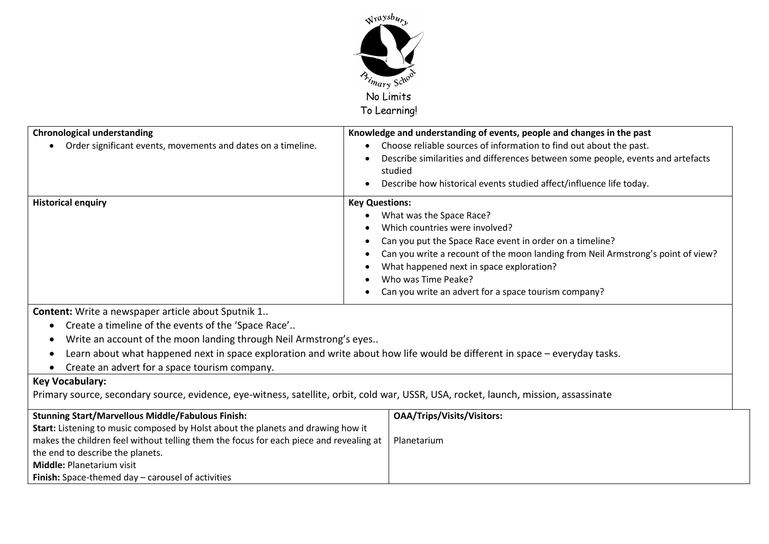Wraysbury Primary School

No Limits To Learning!

| | |
|---|---|
| **Chronological understanding**<br>• Order significant events, movements and dates on a timeline. | **Knowledge and understanding of events, people and changes in the past**<br>• Choose reliable sources of information to find out about the past.<br>• Describe similarities and differences between some people, events and artefacts studied<br>• Describe how historical events studied affect/influence life today. |
| **Historical enquiry** | **Key Questions:**<br>• What was the Space Race?<br>• Which countries were involved?<br>• Can you put the Space Race event in order on a timeline?<br>• Can you write a recount of the moon landing from Neil Armstrong's point of view?<br>• What happened next in space exploration?<br>• Who was Time Peake?<br>• Can you write an advert for a space tourism company? |

**Content:** Write a newspaper article about Sputnik 1..

- Create a timeline of the events of the 'Space Race'..
- Write an account of the moon landing through Neil Armstrong's eyes..
- Learn about what happened next in space exploration and write about how life would be different in space – everyday tasks.
- Create an advert for a space tourism company.

**Key Vocabulary:**

Primary source, secondary source, evidence, eye-witness, satellite, orbit, cold war, USSR, USA, rocket, launch, mission, assassinate

| **Stunning Start/Marvellous Middle/Fabulous Finish:** | **OAA/Trips/Visits/Visitors:** |
|---|---|
| **Start:** Listening to music composed by Holst about the planets and drawing how it makes the children feel without telling them the focus for each piece and revealing at the end to describe the planets.<br>**Middle:** Planetarium visit<br>**Finish:** Space-themed day – carousel of activities | Planetarium |